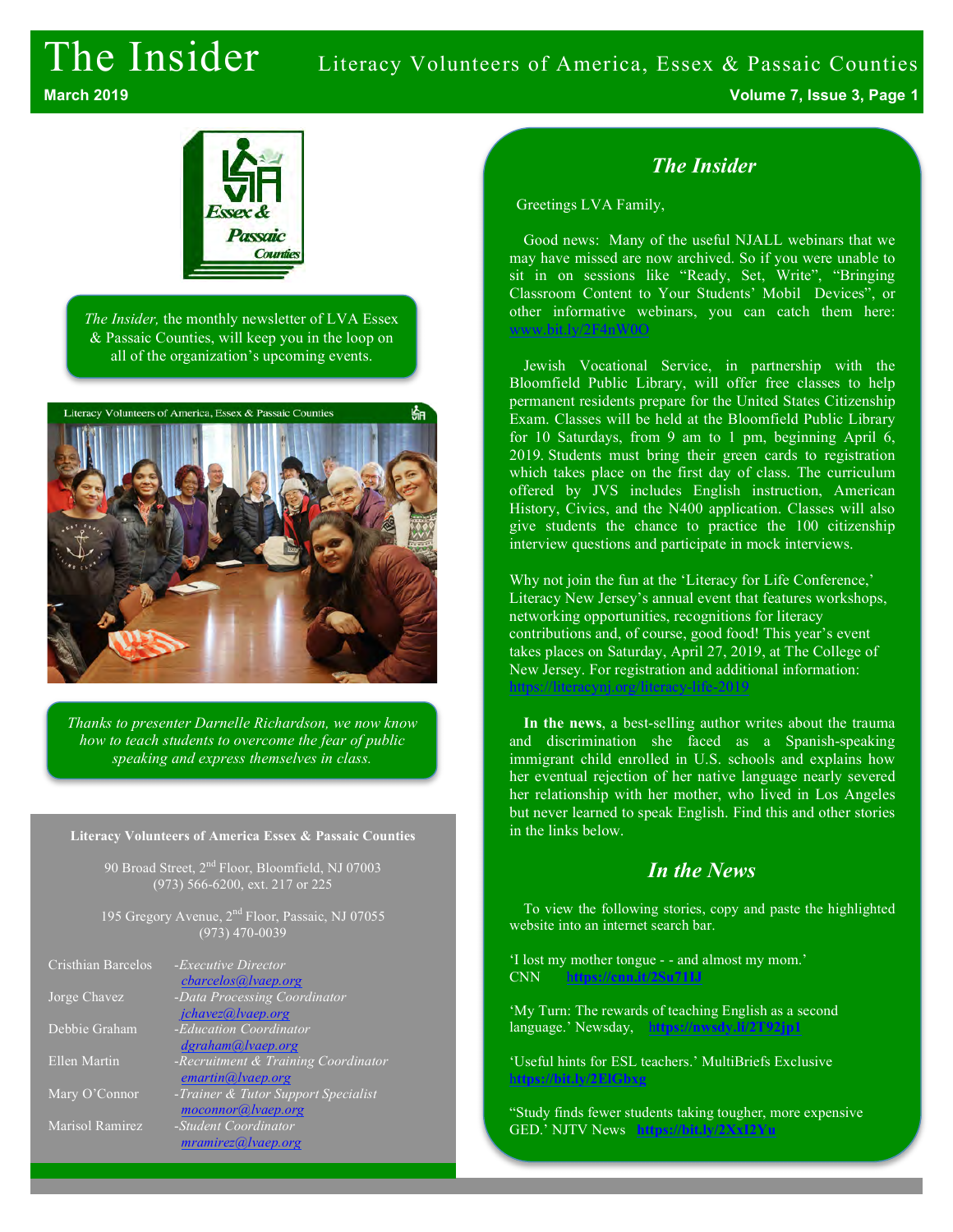# The Insider

Literacy Volunteers of America, Essex & Passaic Counties

March 2019

*The Insider,* the monthly newsletter of LVA Essex & Passaic Counties, will keep you in the loop on all of the organization's upcoming events.

*Thanks to presenter Darnelle Richardson, we now know how to teach students to overcome the fear of public speaking and express themselves in class.*

**Literacy Volunteers of America Essex & Passaic Counties**

90 Broad Street, 2nd Floor, Bloomfield, NJ 07003
(973) 566-6200, ext. 217 or 225

195 Gregory Avenue, 2nd Floor, Passaic, NJ 07055
(973) 470-0039

| | |
|---|---|
| Cristhian Barcelos | *-Executive Director* cbarcelos@lvaep.org |
| Jorge Chavez | *-Data Processing Coordinator* jchavez@lvaep.org |
| Debbie Graham | *-Education Coordinator* dgraham@lvaep.org |
| Ellen Martin | *-Recruitment & Training Coordinator* emartin@lvaep.org |
| Mary O'Connor | *-Trainer & Tutor Support Specialist* moconnor@lvaep.org |
| Marisol Ramirez | *-Student Coordinator* mramirez@lvaep.org |

## *The Insider*

Greetings LVA Family,

Good news: Many of the useful NJALL webinars that we may have missed are now archived. So if you were unable to sit in on sessions like "Ready, Set, Write", "Bringing Classroom Content to Your Students' Mobil Devices", or other informative webinars, you can catch them here: www.bit.ly/2F4nW0O

Jewish Vocational Service, in partnership with the Bloomfield Public Library, will offer free classes to help permanent residents prepare for the United States Citizenship Exam. Classes will be held at the Bloomfield Public Library for 10 Saturdays, from 9 am to 1 pm, beginning April 6, 2019. Students must bring their green cards to registration which takes place on the first day of class. The curriculum offered by JVS includes English instruction, American History, Civics, and the N400 application. Classes will also give students the chance to practice the 100 citizenship interview questions and participate in mock interviews.

Why not join the fun at the 'Literacy for Life Conference,' Literacy New Jersey's annual event that features workshops, networking opportunities, recognitions for literacy contributions and, of course, good food! This year's event takes places on Saturday, April 27, 2019, at The College of New Jersey. For registration and additional information: https://literacynj.org/literacy-life-2019

**In the news**, a best-selling author writes about the trauma and discrimination she faced as a Spanish-speaking immigrant child enrolled in U.S. schools and explains how her eventual rejection of her native language nearly severed her relationship with her mother, who lived in Los Angeles but never learned to speak English. Find this and other stories in the links below.

## *In the News*

To view the following stories, copy and paste the highlighted website into an internet search bar.

'I lost my mother tongue - - and almost my mom.' CNN **https://cnn.it/2Su711J**

'My Turn: The rewards of teaching English as a second language.' Newsday, **https://nwsdy.li/2T92jp1**

'Useful hints for ESL teachers.' MultiBriefs Exclusive **https://bit.ly/2ElGbxg**

"Study finds fewer students taking tougher, more expensive GED.' NJTV News **https://bit.ly/2Xxl2Yu**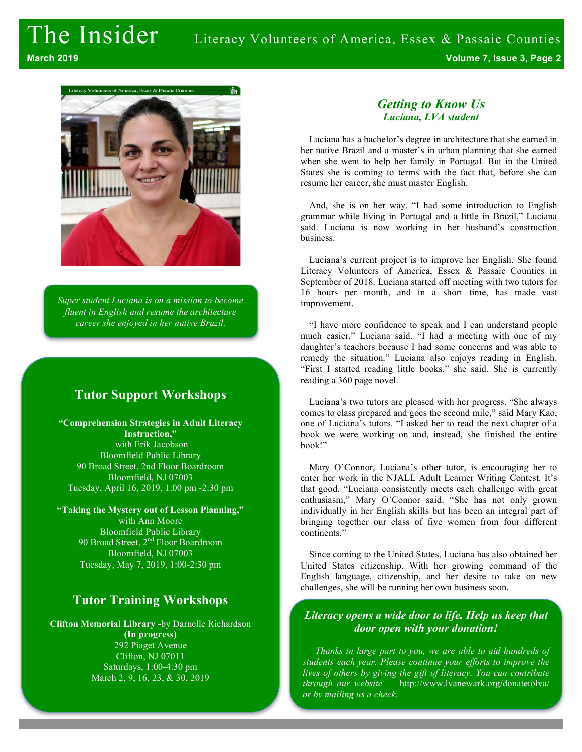*Super student Luciana is on a mission to become fluent in English and resume the architecture career she enjoyed in her native Brazil.*

## Tutor Support Workshops

**"Comprehension Strategies in Adult Literacy Instruction,"**
with Erik Jacobson
Bloomfield Public Library
90 Broad Street, 2nd Floor Boardroom
Bloomfield, NJ 07003
Tuesday, April 16, 2019, 1:00 pm -2:30 pm

**"Taking the Mystery out of Lesson Planning,"**
with Ann Moore
Bloomfield Public Library
90 Broad Street, 2nd Floor Boardroom
Bloomfield, NJ 07003
Tuesday, May 7, 2019, 1:00-2:30 pm

## Tutor Training Workshops

**Clifton Memorial Library** -by Darnelle Richardson
**(In progress)**
292 Piaget Avenue
Clifton, NJ 07011
Saturdays, 1:00-4:30 pm
March 2, 9, 16, 23, & 30, 2019

## *Getting to Know Us*

***Luciana, LVA student***

Luciana has a bachelor's degree in architecture that she earned in her native Brazil and a master's in urban planning that she earned when she went to help her family in Portugal. But in the United States she is coming to terms with the fact that, before she can resume her career, she must master English.

And, she is on her way. "I had some introduction to English grammar while living in Portugal and a little in Brazil," Luciana said. Luciana is now working in her husband's construction business.

Luciana's current project is to improve her English. She found Literacy Volunteers of America, Essex & Passaic Counties in September of 2018. Luciana started off meeting with two tutors for 16 hours per month, and in a short time, has made vast improvement.

"I have more confidence to speak and I can understand people much easier," Luciana said. "I had a meeting with one of my daughter's teachers because I had some concerns and was able to remedy the situation." Luciana also enjoys reading in English. "First I started reading little books," she said. She is currently reading a 360 page novel.

Luciana's two tutors are pleased with her progress. "She always comes to class prepared and goes the second mile," said Mary Kao, one of Luciana's tutors. "I asked her to read the next chapter of a book we were working on and, instead, she finished the entire book!"

Mary O'Connor, Luciana's other tutor, is encouraging her to enter her work in the NJALL Adult Learner Writing Contest. It's that good. "Luciana consistently meets each challenge with great enthusiasm," Mary O'Connor said. "She has not only grown individually in her English skills but has been an integral part of bringing together our class of five women from four different continents."

Since coming to the United States, Luciana has also obtained her United States citizenship. With her growing command of the English language, citizenship, and her desire to take on new challenges, she will be running her own business soon.

***Literacy opens a wide door to life. Help us keep that door open with your donation!***

*Thanks in large part to you, we are able to aid hundreds of students each year. Please continue your efforts to improve the lives of others by giving the gift of literacy. You can contribute through our website –* http://www.lvanewark.org/donatetolva/ *or by mailing us a check.*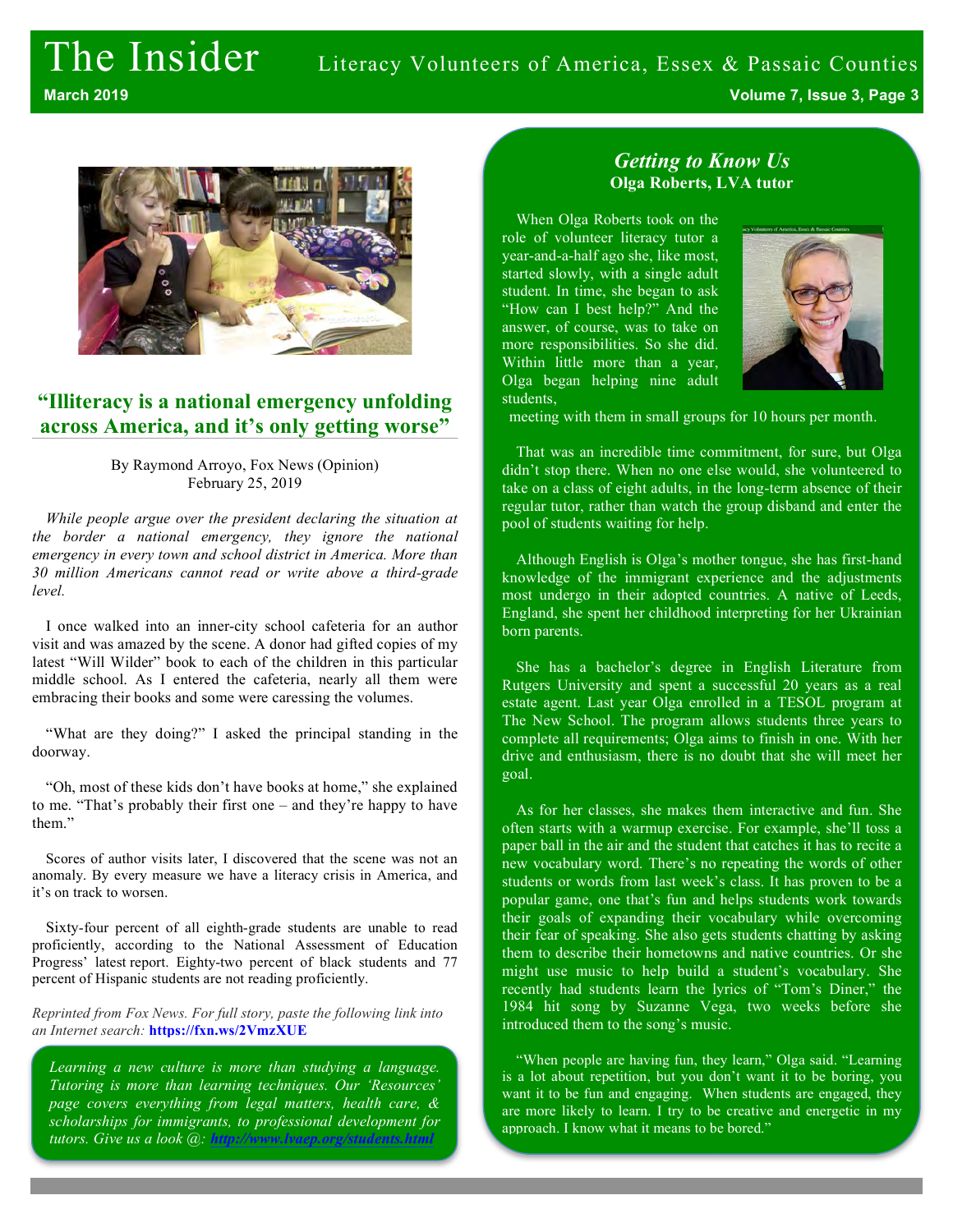# The Insider

Literacy Volunteers of America, Essex & Passaic Counties

March 2019

## "Illiteracy is a national emergency unfolding across America, and it's only getting worse"

By Raymond Arroyo, Fox News (Opinion)
February 25, 2019

*While people argue over the president declaring the situation at the border a national emergency, they ignore the national emergency in every town and school district in America. More than 30 million Americans cannot read or write above a third-grade level.*

I once walked into an inner-city school cafeteria for an author visit and was amazed by the scene. A donor had gifted copies of my latest "Will Wilder" book to each of the children in this particular middle school. As I entered the cafeteria, nearly all them were embracing their books and some were caressing the volumes.

"What are they doing?" I asked the principal standing in the doorway.

"Oh, most of these kids don't have books at home," she explained to me. "That's probably their first one – and they're happy to have them."

Scores of author visits later, I discovered that the scene was not an anomaly. By every measure we have a literacy crisis in America, and it's on track to worsen.

Sixty-four percent of all eighth-grade students are unable to read proficiently, according to the National Assessment of Education Progress' latest report. Eighty-two percent of black students and 77 percent of Hispanic students are not reading proficiently.

*Reprinted from Fox News. For full story, paste the following link into an Internet search:* **https://fxn.ws/2VmzXUE**

*Learning a new culture is more than studying a language. Tutoring is more than learning techniques. Our 'Resources' page covers everything from legal matters, health care, & scholarships for immigrants, to professional development for tutors. Give us a look @: http://www.lvaep.org/students.html*

## *Getting to Know Us*

**Olga Roberts, LVA tutor**

When Olga Roberts took on the role of volunteer literacy tutor a year-and-a-half ago she, like most, started slowly, with a single adult student. In time, she began to ask "How can I best help?" And the answer, of course, was to take on more responsibilities. So she did. Within little more than a year, Olga began helping nine adult students, meeting with them in small groups for 10 hours per month.

That was an incredible time commitment, for sure, but Olga didn't stop there. When no one else would, she volunteered to take on a class of eight adults, in the long-term absence of their regular tutor, rather than watch the group disband and enter the pool of students waiting for help.

Although English is Olga's mother tongue, she has first-hand knowledge of the immigrant experience and the adjustments most undergo in their adopted countries. A native of Leeds, England, she spent her childhood interpreting for her Ukrainian born parents.

She has a bachelor's degree in English Literature from Rutgers University and spent a successful 20 years as a real estate agent. Last year Olga enrolled in a TESOL program at The New School. The program allows students three years to complete all requirements; Olga aims to finish in one. With her drive and enthusiasm, there is no doubt that she will meet her goal.

As for her classes, she makes them interactive and fun. She often starts with a warmup exercise. For example, she'll toss a paper ball in the air and the student that catches it has to recite a new vocabulary word. There's no repeating the words of other students or words from last week's class. It has proven to be a popular game, one that's fun and helps students work towards their goals of expanding their vocabulary while overcoming their fear of speaking. She also gets students chatting by asking them to describe their hometowns and native countries. Or she might use music to help build a student's vocabulary. She recently had students learn the lyrics of "Tom's Diner," the 1984 hit song by Suzanne Vega, two weeks before she introduced them to the song's music.

"When people are having fun, they learn," Olga said. "Learning is a lot about repetition, but you don't want it to be boring, you want it to be fun and engaging. When students are engaged, they are more likely to learn. I try to be creative and energetic in my approach. I know what it means to be bored."